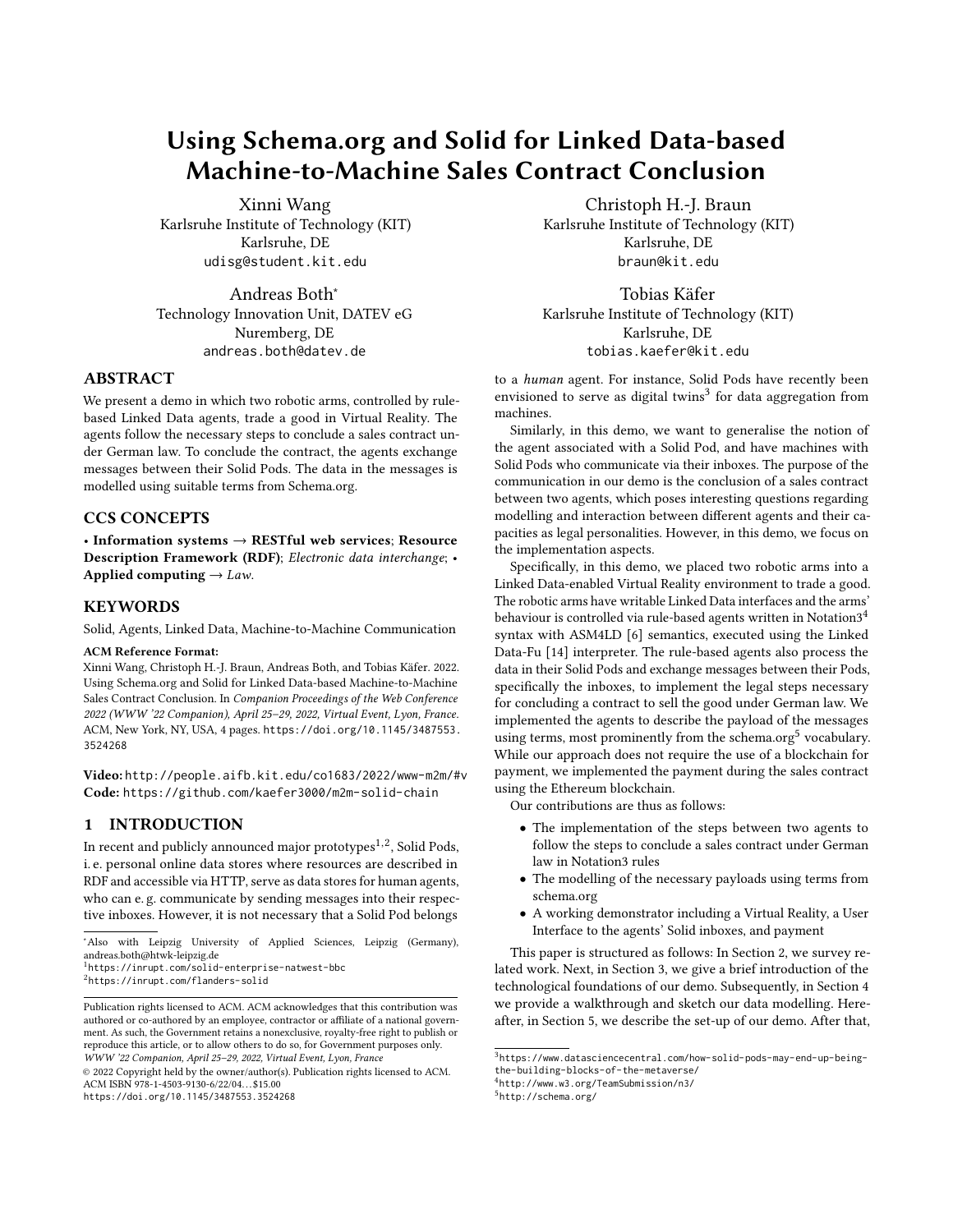# Using Schema.org and Solid for Linked Data-based Machine-to-Machine Sales Contract Conclusion

Xinni Wang
Karlsruhe Institute of Technology (KIT)
Karlsruhe, DE
udisg@student.kit.edu

Christoph H.-J. Braun
Karlsruhe Institute of Technology (KIT)
Karlsruhe, DE
braun@kit.edu

Andreas Both*
Technology Innovation Unit, DATEV eG
Nuremberg, DE
andreas.both@datev.de

Tobias Käfer
Karlsruhe Institute of Technology (KIT)
Karlsruhe, DE
tobias.kaefer@kit.edu

## ABSTRACT

We present a demo in which two robotic arms, controlled by rule-based Linked Data agents, trade a good in Virtual Reality. The agents follow the necessary steps to conclude a sales contract under German law. To conclude the contract, the agents exchange messages between their Solid Pods. The data in the messages is modelled using suitable terms from Schema.org.

## CCS CONCEPTS

• **Information systems** → **RESTful web services**; **Resource Description Framework (RDF)**; *Electronic data interchange*; • **Applied computing** → *Law*.

## KEYWORDS

Solid, Agents, Linked Data, Machine-to-Machine Communication

**ACM Reference Format:**
Xinni Wang, Christoph H.-J. Braun, Andreas Both, and Tobias Käfer. 2022. Using Schema.org and Solid for Linked Data-based Machine-to-Machine Sales Contract Conclusion. In *Companion Proceedings of the Web Conference 2022 (WWW '22 Companion), April 25–29, 2022, Virtual Event, Lyon, France.* ACM, New York, NY, USA, 4 pages. https://doi.org/10.1145/3487553.3524268

**Video:** http://people.aifb.kit.edu/co1683/2022/www-m2m/#v
**Code:** https://github.com/kaefer3000/m2m-solid-chain

## 1 INTRODUCTION

In recent and publicly announced major prototypes[1,2], Solid Pods, i. e. personal online data stores where resources are described in RDF and accessible via HTTP, serve as data stores for human agents, who can e. g. communicate by sending messages into their respective inboxes. However, it is not necessary that a Solid Pod belongs to a *human* agent. For instance, Solid Pods have recently been envisioned to serve as digital twins[3] for data aggregation from machines.

Similarly, in this demo, we want to generalise the notion of the agent associated with a Solid Pod, and have machines with Solid Pods who communicate via their inboxes. The purpose of the communication in our demo is the conclusion of a sales contract between two agents, which poses interesting questions regarding modelling and interaction between different agents and their capacities as legal personalities. However, in this demo, we focus on the implementation aspects.

Specifically, in this demo, we placed two robotic arms into a Linked Data-enabled Virtual Reality environment to trade a good. The robotic arms have writable Linked Data interfaces and the arms' behaviour is controlled via rule-based agents written in Notation3[4] syntax with ASM4LD [6] semantics, executed using the Linked Data-Fu [14] interpreter. The rule-based agents also process the data in their Solid Pods and exchange messages between their Pods, specifically the inboxes, to implement the legal steps necessary for concluding a contract to sell the good under German law. We implemented the agents to describe the payload of the messages using terms, most prominently from the schema.org[5] vocabulary. While our approach does not require the use of a blockchain for payment, we implemented the payment during the sales contract using the Ethereum blockchain.

Our contributions are thus as follows:

- The implementation of the steps between two agents to follow the steps to conclude a sales contract under German law in Notation3 rules
- The modelling of the necessary payloads using terms from schema.org
- A working demonstrator including a Virtual Reality, a User Interface to the agents' Solid inboxes, and payment

This paper is structured as follows: In Section 2, we survey related work. Next, in Section 3, we give a brief introduction of the technological foundations of our demo. Subsequently, in Section 4 we provide a walkthrough and sketch our data modelling. Hereafter, in Section 5, we describe the set-up of our demo. After that,

---

*Also with Leipzig University of Applied Sciences, Leipzig (Germany), andreas.both@htwk-leipzig.de
[1] https://inrupt.com/solid-enterprise-natwest-bbc
[2] https://inrupt.com/flanders-solid
[3] https://www.datasciencecentral.com/how-solid-pods-may-end-up-being-the-building-blocks-of-the-metaverse/
[4] http://www.w3.org/TeamSubmission/n3/
[5] http://schema.org/

Publication rights licensed to ACM. ACM acknowledges that this contribution was authored or co-authored by an employee, contractor or affiliate of a national government. As such, the Government retains a nonexclusive, royalty-free right to publish or reproduce this article, or to allow others to do so, for Government purposes only.
*WWW '22 Companion, April 25–29, 2022, Virtual Event, Lyon, France*
© 2022 Copyright held by the owner/author(s). Publication rights licensed to ACM.
ACM ISBN 978-1-4503-9130-6/22/04…$15.00
https://doi.org/10.1145/3487553.3524268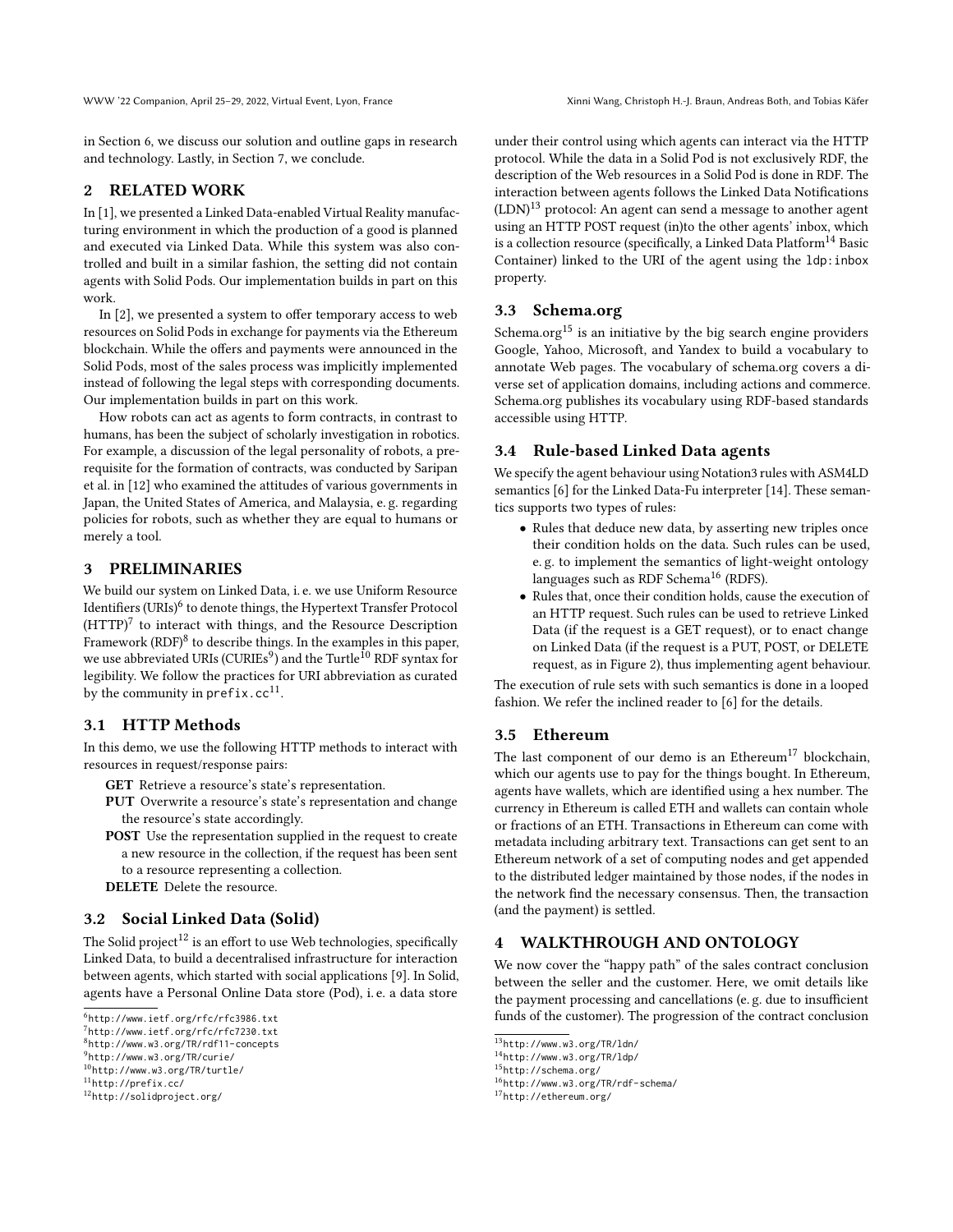in Section 6, we discuss our solution and outline gaps in research and technology. Lastly, in Section 7, we conclude.

## 2 RELATED WORK

In [1], we presented a Linked Data-enabled Virtual Reality manufacturing environment in which the production of a good is planned and executed via Linked Data. While this system was also controlled and built in a similar fashion, the setting did not contain agents with Solid Pods. Our implementation builds in part on this work.

In [2], we presented a system to offer temporary access to web resources on Solid Pods in exchange for payments via the Ethereum blockchain. While the offers and payments were announced in the Solid Pods, most of the sales process was implicitly implemented instead of following the legal steps with corresponding documents. Our implementation builds in part on this work.

How robots can act as agents to form contracts, in contrast to humans, has been the subject of scholarly investigation in robotics. For example, a discussion of the legal personality of robots, a prerequisite for the formation of contracts, was conducted by Saripan et al. in [12] who examined the attitudes of various governments in Japan, the United States of America, and Malaysia, e. g. regarding policies for robots, such as whether they are equal to humans or merely a tool.

## 3 PRELIMINARIES

We build our system on Linked Data, i. e. we use Uniform Resource Identifiers (URIs)[6] to denote things, the Hypertext Transfer Protocol (HTTP)[7] to interact with things, and the Resource Description Framework (RDF)[8] to describe things. In the examples in this paper, we use abbreviated URIs (CURIEs[9]) and the Turtle[10] RDF syntax for legibility. We follow the practices for URI abbreviation as curated by the community in `prefix.cc`[11].

### 3.1 HTTP Methods

In this demo, we use the following HTTP methods to interact with resources in request/response pairs:

- **GET** Retrieve a resource's state's representation.
- **PUT** Overwrite a resource's state's representation and change the resource's state accordingly.
- **POST** Use the representation supplied in the request to create a new resource in the collection, if the request has been sent to a resource representing a collection.
- **DELETE** Delete the resource.

### 3.2 Social Linked Data (Solid)

The Solid project[12] is an effort to use Web technologies, specifically Linked Data, to build a decentralised infrastructure for interaction between agents, which started with social applications [9]. In Solid, agents have a Personal Online Data store (Pod), i. e. a data store under their control using which agents can interact via the HTTP protocol. While the data in a Solid Pod is not exclusively RDF, the description of the Web resources in a Solid Pod is done in RDF. The interaction between agents follows the Linked Data Notifications (LDN)[13] protocol: An agent can send a message to another agent using an HTTP POST request (in)to the other agents' inbox, which is a collection resource (specifically, a Linked Data Platform[14] Basic Container) linked to the URI of the agent using the `ldp:inbox` property.

### 3.3 Schema.org

Schema.org[15] is an initiative by the big search engine providers Google, Yahoo, Microsoft, and Yandex to build a vocabulary to annotate Web pages. The vocabulary of schema.org covers a diverse set of application domains, including actions and commerce. Schema.org publishes its vocabulary using RDF-based standards accessible using HTTP.

### 3.4 Rule-based Linked Data agents

We specify the agent behaviour using Notation3 rules with ASM4LD semantics [6] for the Linked Data-Fu interpreter [14]. These semantics supports two types of rules:

- Rules that deduce new data, by asserting new triples once their condition holds on the data. Such rules can be used, e. g. to implement the semantics of light-weight ontology languages such as RDF Schema[16] (RDFS).
- Rules that, once their condition holds, cause the execution of an HTTP request. Such rules can be used to retrieve Linked Data (if the request is a GET request), or to enact change on Linked Data (if the request is a PUT, POST, or DELETE request, as in Figure 2), thus implementing agent behaviour.

The execution of rule sets with such semantics is done in a looped fashion. We refer the inclined reader to [6] for the details.

### 3.5 Ethereum

The last component of our demo is an Ethereum[17] blockchain, which our agents use to pay for the things bought. In Ethereum, agents have wallets, which are identified using a hex number. The currency in Ethereum is called ETH and wallets can contain whole or fractions of an ETH. Transactions in Ethereum can come with metadata including arbitrary text. Transactions can get sent to an Ethereum network of a set of computing nodes and get appended to the distributed ledger maintained by those nodes, if the nodes in the network find the necessary consensus. Then, the transaction (and the payment) is settled.

## 4 WALKTHROUGH AND ONTOLOGY

We now cover the "happy path" of the sales contract conclusion between the seller and the customer. Here, we omit details like the payment processing and cancellations (e. g. due to insufficient funds of the customer). The progression of the contract conclusion

[6] http://www.ietf.org/rfc/rfc3986.txt
[7] http://www.ietf.org/rfc/rfc7230.txt
[8] http://www.w3.org/TR/rdf11-concepts
[9] http://www.w3.org/TR/curie/
[10] http://www.w3.org/TR/turtle/
[11] http://prefix.cc/
[12] http://solidproject.org/
[13] http://www.w3.org/TR/ldn/
[14] http://www.w3.org/TR/ldp/
[15] http://schema.org/
[16] http://www.w3.org/TR/rdf-schema/
[17] http://ethereum.org/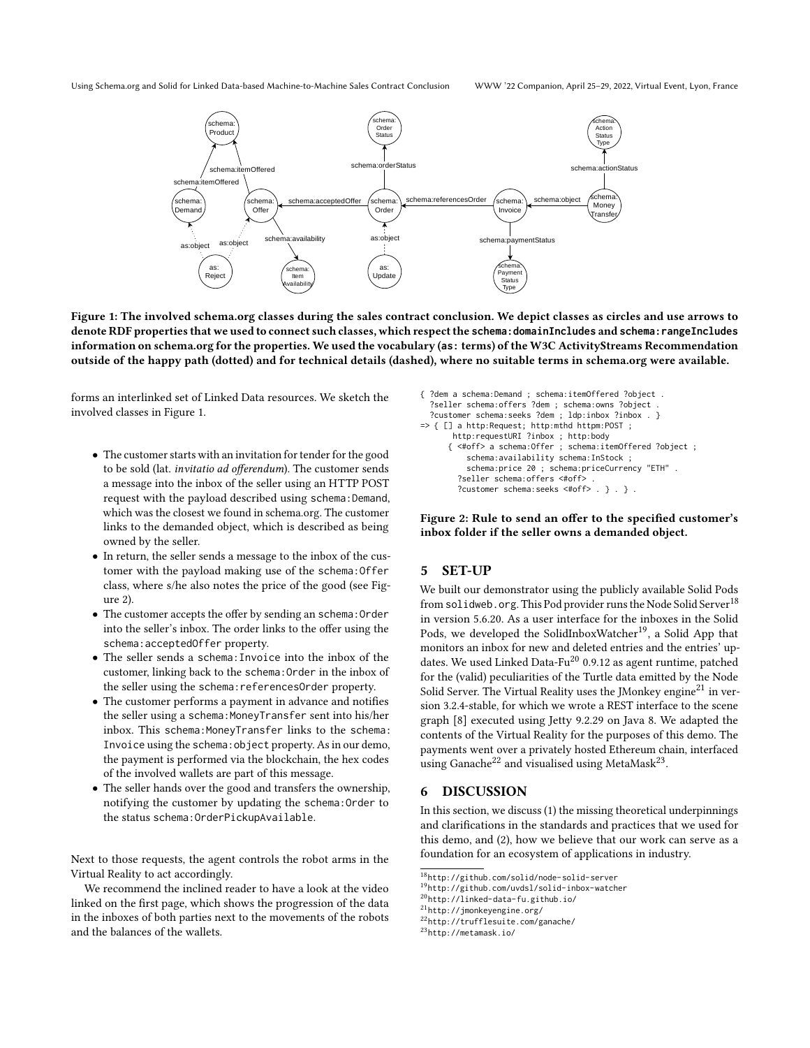Figure 1: The involved schema.org classes during the sales contract conclusion. We depict classes as circles and use arrows to denote RDF properties that we used to connect such classes, which respect the schema:domainIncludes and schema:rangeIncludes information on schema.org for the properties. We used the vocabulary (as: terms) of the W3C ActivityStreams Recommendation outside of the happy path (dotted) and for technical details (dashed), where no suitable terms in schema.org were available.

forms an interlinked set of Linked Data resources. We sketch the involved classes in Figure 1.

- The customer starts with an invitation for tender for the good to be sold (lat. *invitatio ad offerendum*). The customer sends a message into the inbox of the seller using an HTTP POST request with the payload described using `schema:Demand`, which was the closest we found in schema.org. The customer links to the demanded object, which is described as being owned by the seller.
- In return, the seller sends a message to the inbox of the customer with the payload making use of the `schema:Offer` class, where s/he also notes the price of the good (see Figure 2).
- The customer accepts the offer by sending an `schema:Order` into the seller's inbox. The order links to the offer using the `schema:acceptedOffer` property.
- The seller sends a `schema:Invoice` into the inbox of the customer, linking back to the `schema:Order` in the inbox of the seller using the `schema:referencesOrder` property.
- The customer performs a payment in advance and notifies the seller using a `schema:MoneyTransfer` sent into his/her inbox. This `schema:MoneyTransfer` links to the `schema:Invoice` using the `schema:object` property. As in our demo, the payment is performed via the blockchain, the hex codes of the involved wallets are part of this message.
- The seller hands over the good and transfers the ownership, notifying the customer by updating the `schema:Order` to the status `schema:OrderPickupAvailable`.

Next to those requests, the agent controls the robot arms in the Virtual Reality to act accordingly.

We recommend the inclined reader to have a look at the video linked on the first page, which shows the progression of the data in the inboxes of both parties next to the movements of the robots and the balances of the wallets.

```
{ ?dem a schema:Demand ; schema:itemOffered ?object .
  ?seller schema:offers ?dem ; schema:owns ?object .
  ?customer schema:seeks ?dem ; ldp:inbox ?inbox . }
=> { [] a http:Request; http:mthd httpm:POST ;
      http:requestURI ?inbox ; http:body
     { <#off> a schema:Offer ; schema:itemOffered ?object ;
         schema:availability schema:InStock ;
         schema:price 20 ; schema:priceCurrency "ETH" .
       ?seller schema:offers <#off> .
       ?customer schema:seeks <#off> . } . } .
```

Figure 2: Rule to send an offer to the specified customer's inbox folder if the seller owns a demanded object.

## 5 SET-UP

We built our demonstrator using the publicly available Solid Pods from `solidweb.org`. This Pod provider runs the Node Solid Server[18] in version 5.6.20. As a user interface for the inboxes in the Solid Pods, we developed the SolidInboxWatcher[19], a Solid App that monitors an inbox for new and deleted entries and the entries' updates. We used Linked Data-Fu[20] 0.9.12 as agent runtime, patched for the (valid) peculiarities of the Turtle data emitted by the Node Solid Server. The Virtual Reality uses the JMonkey engine[21] in version 3.2.4-stable, for which we wrote a REST interface to the scene graph [8] executed using Jetty 9.2.29 on Java 8. We adapted the contents of the Virtual Reality for the purposes of this demo. The payments went over a privately hosted Ethereum chain, interfaced using Ganache[22] and visualised using MetaMask[23].

## 6 DISCUSSION

In this section, we discuss (1) the missing theoretical underpinnings and clarifications in the standards and practices that we used for this demo, and (2), how we believe that our work can serve as a foundation for an ecosystem of applications in industry.

[18] http://github.com/solid/node-solid-server
[19] http://github.com/uvdsl/solid-inbox-watcher
[20] http://linked-data-fu.github.io/
[21] http://jmonkeyengine.org/
[22] http://trufflesuite.com/ganache/
[23] http://metamask.io/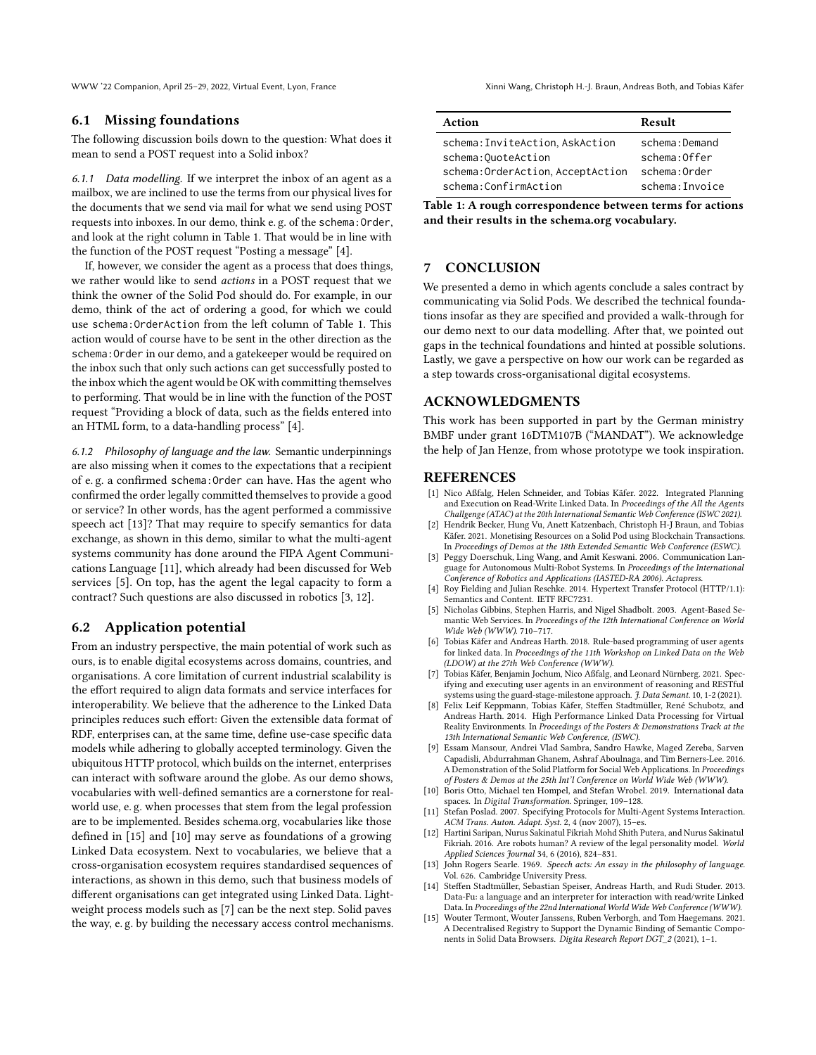## 6.1 Missing foundations

The following discussion boils down to the question: What does it mean to send a POST request into a Solid inbox?

*6.1.1 Data modelling.* If we interpret the inbox of an agent as a mailbox, we are inclined to use the terms from our physical lives for the documents that we send via mail for what we send using POST requests into inboxes. In our demo, think e. g. of the `schema:Order`, and look at the right column in Table 1. That would be in line with the function of the POST request "Posting a message" [4].

If, however, we consider the agent as a process that does things, we rather would like to send *actions* in a POST request that we think the owner of the Solid Pod should do. For example, in our demo, think of the act of ordering a good, for which we could use `schema:OrderAction` from the left column of Table 1. This action would of course have to be sent in the other direction as the `schema:Order` in our demo, and a gatekeeper would be required on the inbox such that only such actions can get successfully posted to the inbox which the agent would be OK with committing themselves to performing. That would be in line with the function of the POST request "Providing a block of data, such as the fields entered into an HTML form, to a data-handling process" [4].

*6.1.2 Philosophy of language and the law.* Semantic underpinnings are also missing when it comes to the expectations that a recipient of e. g. a confirmed `schema:Order` can have. Has the agent who confirmed the order legally committed themselves to provide a good or service? In other words, has the agent performed a commissive speech act [13]? That may require to specify semantics for data exchange, as shown in this demo, similar to what the multi-agent systems community has done around the FIPA Agent Communications Language [11], which already had been discussed for Web services [5]. On top, has the agent the legal capacity to form a contract? Such questions are also discussed in robotics [3, 12].

## 6.2 Application potential

From an industry perspective, the main potential of work such as ours, is to enable digital ecosystems across domains, countries, and organisations. A core limitation of current industrial scalability is the effort required to align data formats and service interfaces for interoperability. We believe that the adherence to the Linked Data principles reduces such effort: Given the extensible data format of RDF, enterprises can, at the same time, define use-case specific data models while adhering to globally accepted terminology. Given the ubiquitous HTTP protocol, which builds on the internet, enterprises can interact with software around the globe. As our demo shows, vocabularies with well-defined semantics are a cornerstone for real-world use, e. g. when processes that stem from the legal profession are to be implemented. Besides schema.org, vocabularies like those defined in [15] and [10] may serve as foundations of a growing Linked Data ecosystem. Next to vocabularies, we believe that a cross-organisation ecosystem requires standardised sequences of interactions, as shown in this demo, such that business models of different organisations can get integrated using Linked Data. Lightweight process models such as [7] can be the next step. Solid paves the way, e. g. by building the necessary access control mechanisms.

| Action | Result |
|---|---|
| schema:InviteAction, AskAction | schema:Demand |
| schema:QuoteAction | schema:Offer |
| schema:OrderAction, AcceptAction | schema:Order |
| schema:ConfirmAction | schema:Invoice |

**Table 1: A rough correspondence between terms for actions and their results in the schema.org vocabulary.**

# 7 CONCLUSION

We presented a demo in which agents conclude a sales contract by communicating via Solid Pods. We described the technical foundations insofar as they are specified and provided a walk-through for our demo next to our data modelling. After that, we pointed out gaps in the technical foundations and hinted at possible solutions. Lastly, we gave a perspective on how our work can be regarded as a step towards cross-organisational digital ecosystems.

# ACKNOWLEDGMENTS

This work has been supported in part by the German ministry BMBF under grant 16DTM107B ("MANDAT"). We acknowledge the help of Jan Henze, from whose prototype we took inspiration.

# REFERENCES

[1] Nico Aßfalg, Helen Schneider, and Tobias Käfer. 2022. Integrated Planning and Execution on Read-Write Linked Data. In *Proceedings of the All the Agents Challgenge (ATAC) at the 20th International Semantic Web Conference (ISWC 2021)*.

[2] Hendrik Becker, Hung Vu, Anett Katzenbach, Christoph H-J Braun, and Tobias Käfer. 2021. Monetising Resources on a Solid Pod using Blockchain Transactions. In *Proceedings of Demos at the 18th Extended Semantic Web Conference (ESWC)*.

[3] Peggy Doerschuk, Ling Wang, and Amit Keswani. 2006. Communication Language for Autonomous Multi-Robot Systems. In *Proceedings of the International Conference of Robotics and Applications (IASTED-RA 2006)*. Actapress.

[4] Roy Fielding and Julian Reschke. 2014. Hypertext Transfer Protocol (HTTP/1.1): Semantics and Content. IETF RFC7231.

[5] Nicholas Gibbins, Stephen Harris, and Nigel Shadbolt. 2003. Agent-Based Semantic Web Services. In *Proceedings of the 12th International Conference on World Wide Web (WWW)*. 710–717.

[6] Tobias Käfer and Andreas Harth. 2018. Rule-based programming of user agents for linked data. In *Proceedings of the 11th Workshop on Linked Data on the Web (LDOW) at the 27th Web Conference (WWW)*.

[7] Tobias Käfer, Benjamin Jochum, Nico Aßfalg, and Leonard Nürnberg. 2021. Specifying and executing user agents in an environment of reasoning and RESTful systems using the guard-stage-milestone approach. *J. Data Semant.* 10, 1-2 (2021).

[8] Felix Leif Keppmann, Tobias Käfer, Steffen Stadtmüller, René Schubotz, and Andreas Harth. 2014. High Performance Linked Data Processing for Virtual Reality Environments. In *Proceedings of the Posters & Demonstrations Track at the 13th International Semantic Web Conference, (ISWC)*.

[9] Essam Mansour, Andrei Vlad Sambra, Sandro Hawke, Maged Zereba, Sarven Capadisli, Abdurrahman Ghanem, Ashraf Aboulnaga, and Tim Berners-Lee. 2016. A Demonstration of the Solid Platform for Social Web Applications. In *Proceedings of Posters & Demos at the 25th Int'l Conference on World Wide Web (WWW)*.

[10] Boris Otto, Michael ten Hompel, and Stefan Wrobel. 2019. International data spaces. In *Digital Transformation*. Springer, 109–128.

[11] Stefan Poslad. 2007. Specifying Protocols for Multi-Agent Systems Interaction. *ACM Trans. Auton. Adapt. Syst.* 2, 4 (nov 2007), 15–es.

[12] Hartini Saripan, Nurus Sakinatul Fikriah Mohd Shith Putera, and Nurus Sakinatul Fikriah. 2016. Are robots human? A review of the legal personality model. *World Applied Sciences Journal* 34, 6 (2016), 824–831.

[13] John Rogers Searle. 1969. *Speech acts: An essay in the philosophy of language*. Vol. 626. Cambridge University Press.

[14] Steffen Stadtmüller, Sebastian Speiser, Andreas Harth, and Rudi Studer. 2013. Data-Fu: a language and an interpreter for interaction with read/write Linked Data. In *Proceedings of the 22nd International World Wide Web Conference (WWW)*.

[15] Wouter Termont, Wouter Janssens, Ruben Verborgh, and Tom Haegemans. 2021. A Decentralised Registry to Support the Dynamic Binding of Semantic Components in Solid Data Browsers. *Digita Research Report DGT_2* (2021), 1–1.